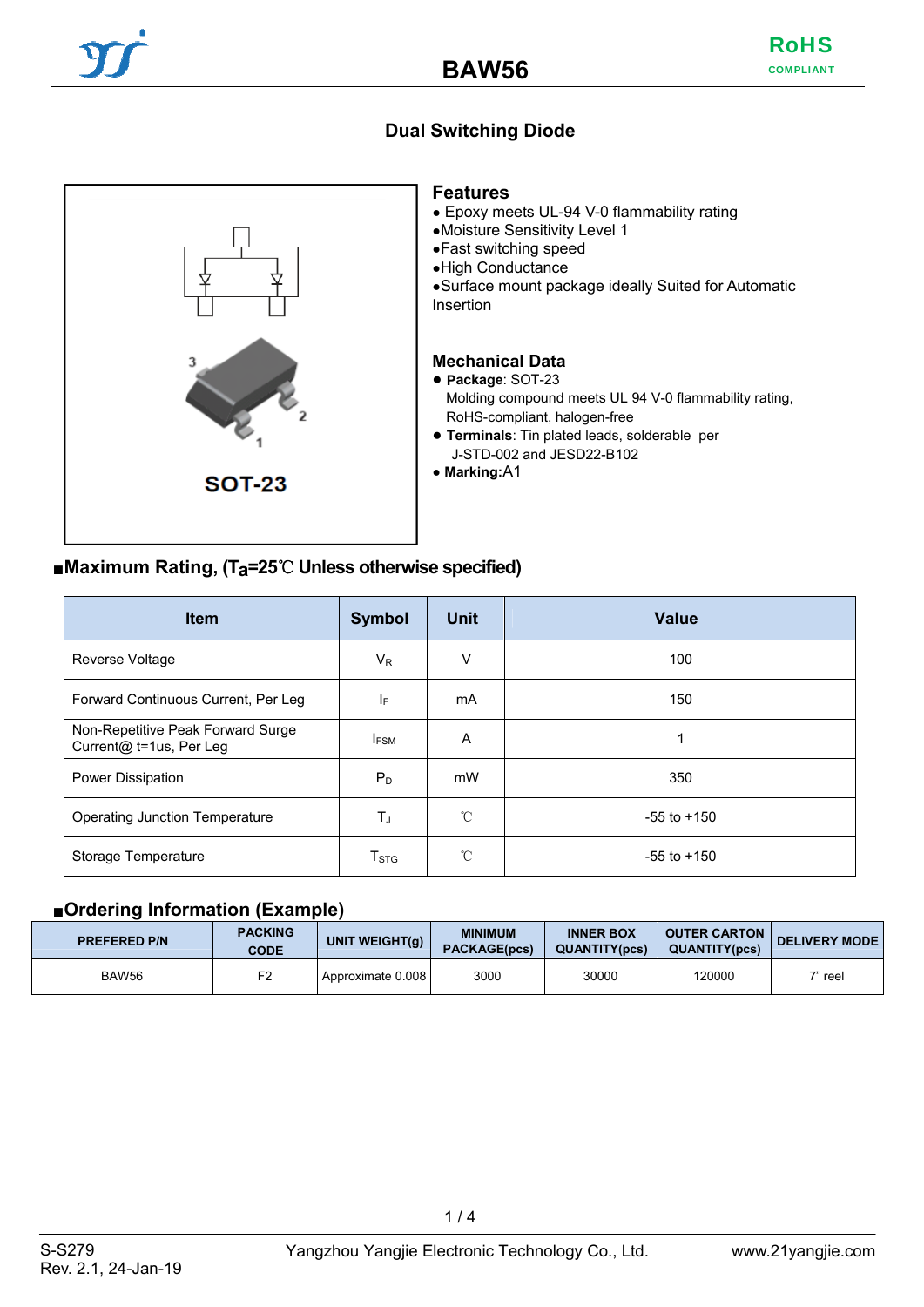# BAW56

RoHS COMPLIANT

## Dual Switching Diode

SOT-23

### Features

- Epoxy meets UL-94 V-0 flammability rating
- Moisture Sensitivity Level 1
- Fast switching speed
- High Conductance
- Surface mount package ideally Suited for Automatic Insertion

### Mechanical Data

- **Package**: SOT-23
  Molding compound meets UL 94 V-0 flammability rating, RoHS-compliant, halogen-free
- **Terminals**: Tin plated leads, solderable per J-STD-002 and JESD22-B102
- **Marking:**A1

## ■Maximum Rating, ($T_a$=25℃ Unless otherwise specified)

| Item | Symbol | Unit | Value |
|---|---|---|---|
| Reverse Voltage | $V_R$ | V | 100 |
| Forward Continuous Current, Per Leg | $I_F$ | mA | 150 |
| Non-Repetitive Peak Forward Surge Current@ t=1us, Per Leg | $I_{FSM}$ | A | 1 |
| Power Dissipation | $P_D$ | mW | 350 |
| Operating Junction Temperature | $T_J$ | ℃ | -55 to +150 |
| Storage Temperature | $T_{STG}$ | ℃ | -55 to +150 |

## ■Ordering Information (Example)

| PREFERED P/N | PACKING CODE | UNIT WEIGHT(g) | MINIMUM PACKAGE(pcs) | INNER BOX QUANTITY(pcs) | OUTER CARTON QUANTITY(pcs) | DELIVERY MODE |
|---|---|---|---|---|---|---|
| BAW56 | F2 | Approximate 0.008 | 3000 | 30000 | 120000 | 7" reel |

S-S279
Rev. 2.1, 24-Jan-19

Yangzhou Yangjie Electronic Technology Co., Ltd.

www.21yangjie.com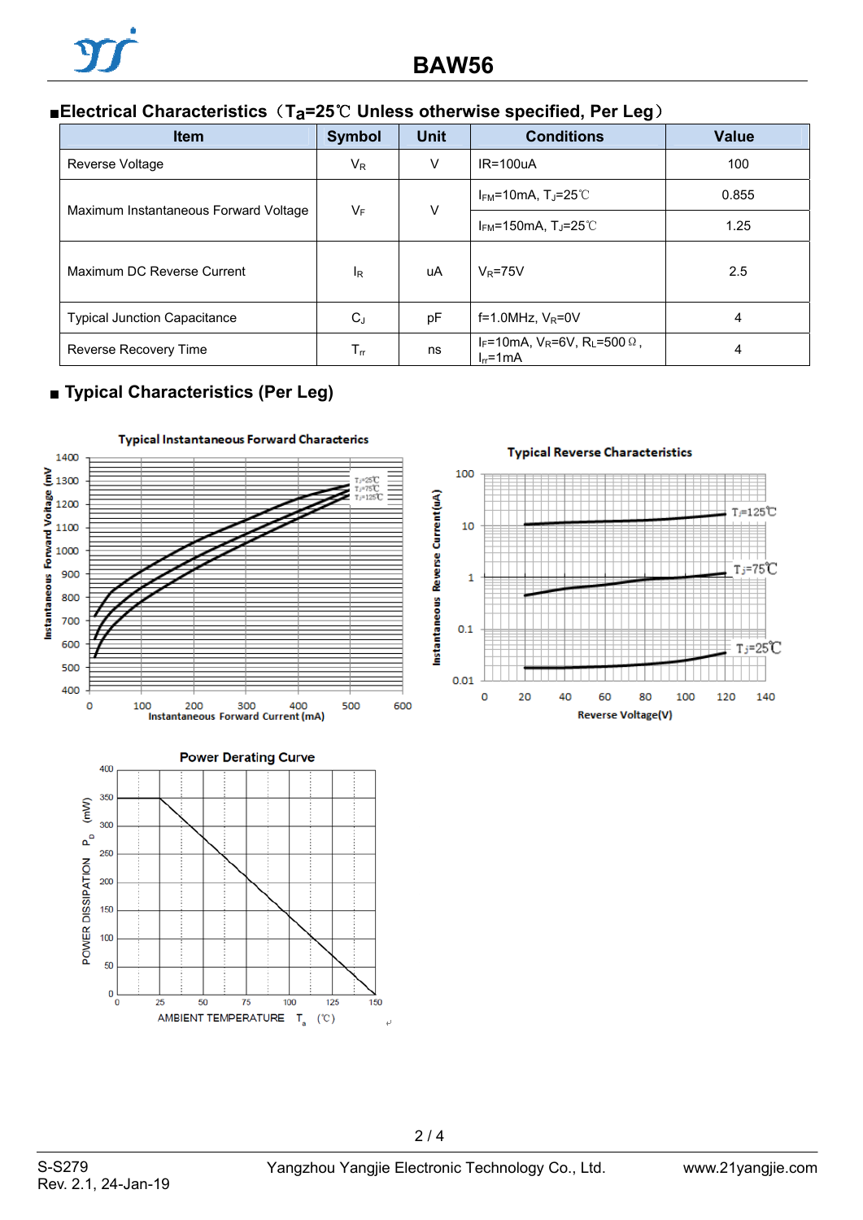## ■Electrical Characteristics（$T_a$=25℃ Unless otherwise specified, Per Leg）

| Item | Symbol | Unit | Conditions | Value |
|---|---|---|---|---|
| Reverse Voltage | $V_R$ | V | IR=100uA | 100 |
| Maximum Instantaneous Forward Voltage | $V_F$ | V | $I_{FM}$=10mA, $T_J$=25℃ | 0.855 |
| | | | $I_{FM}$=150mA, $T_J$=25℃ | 1.25 |
| Maximum DC Reverse Current | $I_R$ | uA | $V_R$=75V | 2.5 |
| Typical Junction Capacitance | $C_J$ | pF | f=1.0MHz, $V_R$=0V | 4 |
| Reverse Recovery Time | $T_{rr}$ | ns | $I_F$=10mA, $V_R$=6V, $R_L$=500Ω, $I_{rr}$=1mA | 4 |

## ■ Typical Characteristics (Per Leg)

Typical Instantaneous Forward Characterics

Typical Reverse Characteristics

Power Derating Curve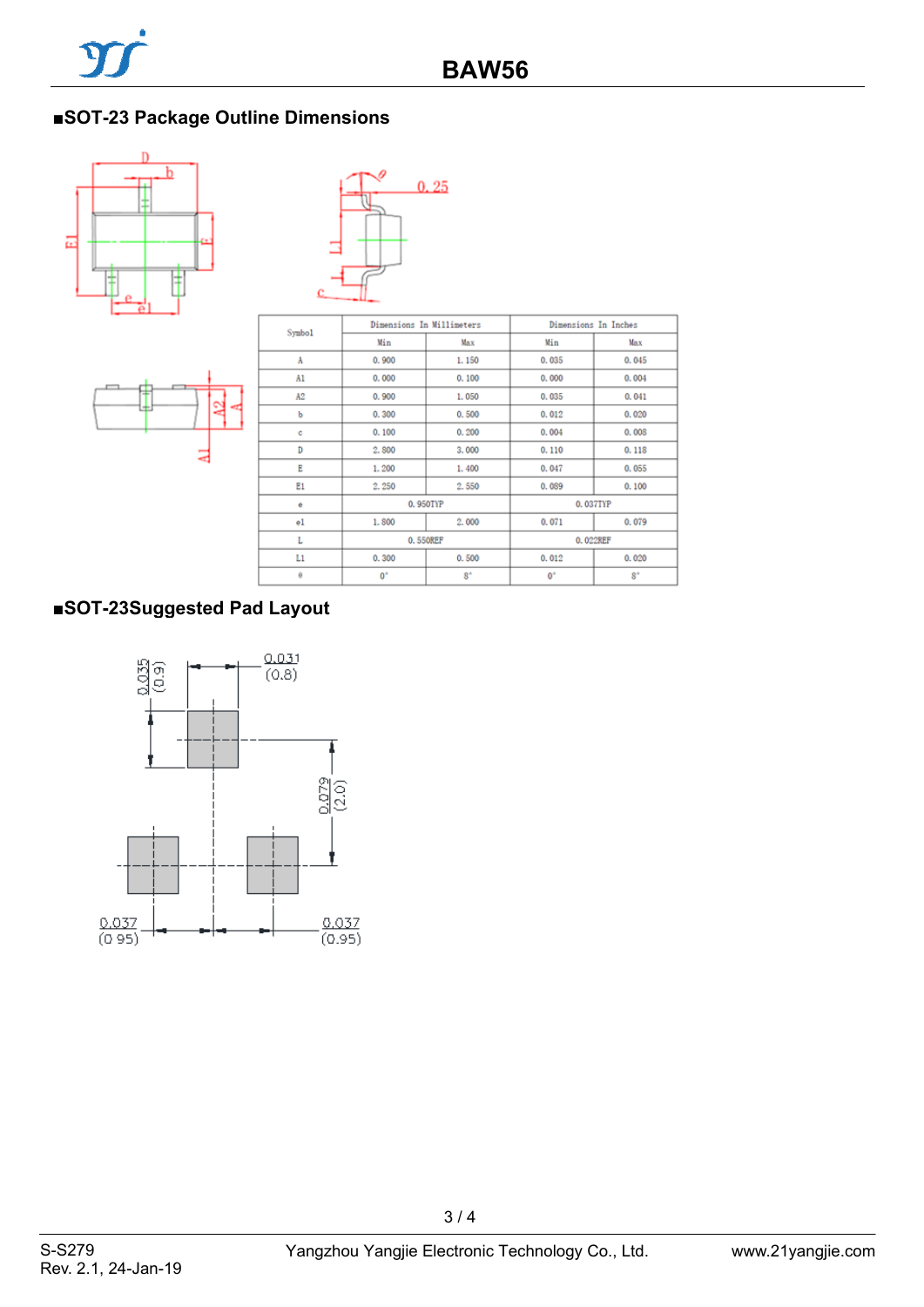## ■SOT-23 Package Outline Dimensions

| Symbol | Dimensions In Millimeters | | Dimensions In Inches | |
|---|---|---|---|---|
| | Min | Max | Min | Max |
| A | 0.900 | 1.150 | 0.035 | 0.045 |
| A1 | 0.000 | 0.100 | 0.000 | 0.004 |
| A2 | 0.900 | 1.050 | 0.035 | 0.041 |
| b | 0.300 | 0.500 | 0.012 | 0.020 |
| c | 0.100 | 0.200 | 0.004 | 0.008 |
| D | 2.800 | 3.000 | 0.110 | 0.118 |
| E | 1.200 | 1.400 | 0.047 | 0.055 |
| E1 | 2.250 | 2.550 | 0.089 | 0.100 |
| e | 0.950TYP | | 0.037TYP | |
| e1 | 1.800 | 2.000 | 0.071 | 0.079 |
| L | 0.550REF | | 0.022REF | |
| L1 | 0.300 | 0.500 | 0.012 | 0.020 |
| θ | 0° | 8° | 0° | 8° |

## ■SOT-23Suggested Pad Layout

0.031 (0.8)

0.035 (0.9)

0.079 (2.0)

0.037 (0.95)

0.037 (0.95)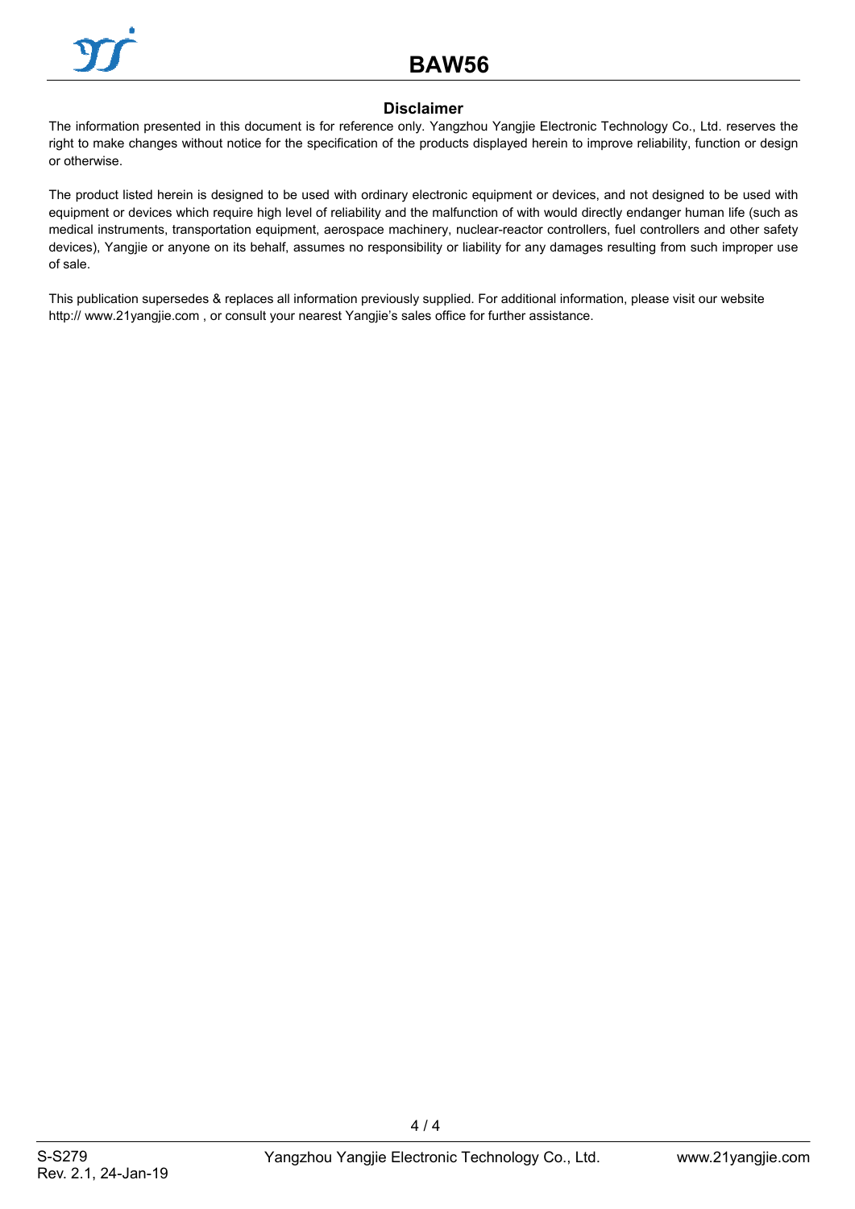## Disclaimer

The information presented in this document is for reference only. Yangzhou Yangjie Electronic Technology Co., Ltd. reserves the right to make changes without notice for the specification of the products displayed herein to improve reliability, function or design or otherwise.

The product listed herein is designed to be used with ordinary electronic equipment or devices, and not designed to be used with equipment or devices which require high level of reliability and the malfunction of with would directly endanger human life (such as medical instruments, transportation equipment, aerospace machinery, nuclear-reactor controllers, fuel controllers and other safety devices), Yangjie or anyone on its behalf, assumes no responsibility or liability for any damages resulting from such improper use of sale.

This publication supersedes & replaces all information previously supplied. For additional information, please visit our website http:// www.21yangjie.com , or consult your nearest Yangjie's sales office for further assistance.